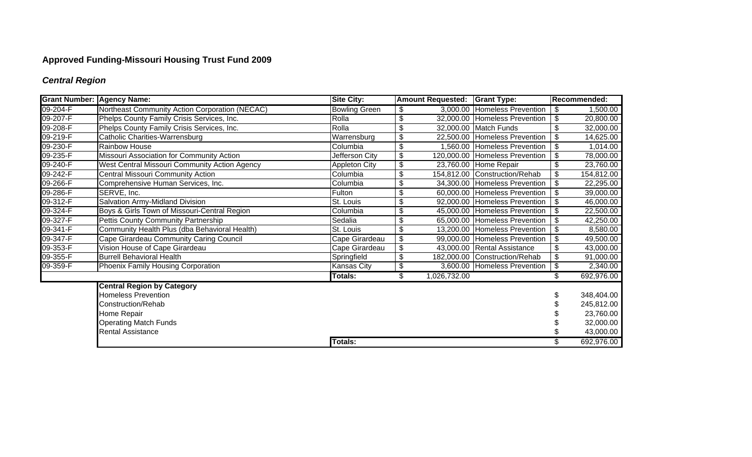# Approved Funding-Missouri Housing Trust Fund 2009

## *Central Region*

| Grant Number: | Agency Name: | Site City: | Amount Requested: | Grant Type: | Recommended: |
|---|---|---|---|---|---|
| 09-204-F | Northeast Community Action Corporation (NECAC) | Bowling Green | $ 3,000.00 | Homeless Prevention | $ 1,500.00 |
| 09-207-F | Phelps County Family Crisis Services, Inc. | Rolla | $ 32,000.00 | Homeless Prevention | $ 20,800.00 |
| 09-208-F | Phelps County Family Crisis Services, Inc. | Rolla | $ 32,000.00 | Match Funds | $ 32,000.00 |
| 09-219-F | Catholic Charities-Warrensburg | Warrensburg | $ 22,500.00 | Homeless Prevention | $ 14,625.00 |
| 09-230-F | Rainbow House | Columbia | $ 1,560.00 | Homeless Prevention | $ 1,014.00 |
| 09-235-F | Missouri Association for Community Action | Jefferson City | $ 120,000.00 | Homeless Prevention | $ 78,000.00 |
| 09-240-F | West Central Missouri Community Action Agency | Appleton City | $ 23,760.00 | Home Repair | $ 23,760.00 |
| 09-242-F | Central Missouri Community Action | Columbia | $ 154,812.00 | Construction/Rehab | $ 154,812.00 |
| 09-266-F | Comprehensive Human Services, Inc. | Columbia | $ 34,300.00 | Homeless Prevention | $ 22,295.00 |
| 09-286-F | SERVE, Inc. | Fulton | $ 60,000.00 | Homeless Prevention | $ 39,000.00 |
| 09-312-F | Salvation Army-Midland Division | St. Louis | $ 92,000.00 | Homeless Prevention | $ 46,000.00 |
| 09-324-F | Boys & Girls Town of Missouri-Central Region | Columbia | $ 45,000.00 | Homeless Prevention | $ 22,500.00 |
| 09-327-F | Pettis County Community Partnership | Sedalia | $ 65,000.00 | Homeless Prevention | $ 42,250.00 |
| 09-341-F | Community Health Plus (dba Behavioral Health) | St. Louis | $ 13,200.00 | Homeless Prevention | $ 8,580.00 |
| 09-347-F | Cape Girardeau Community Caring Council | Cape Girardeau | $ 99,000.00 | Homeless Prevention | $ 49,500.00 |
| 09-353-F | Vision House of Cape Girardeau | Cape Girardeau | $ 43,000.00 | Rental Assistance | $ 43,000.00 |
| 09-355-F | Burrell Behavioral Health | Springfield | $ 182,000.00 | Construction/Rehab | $ 91,000.00 |
| 09-359-F | Phoenix Family Housing Corporation | Kansas City | $ 3,600.00 | Homeless Prevention | $ 2,340.00 |
| | | **Totals:** | $ 1,026,732.00 | | $ 692,976.00 |

| | **Central Region by Category** | | |
|---|---|---|---|
| | Homeless Prevention | | $ 348,404.00 |
| | Construction/Rehab | | $ 245,812.00 |
| | Home Repair | | $ 23,760.00 |
| | Operating Match Funds | | $ 32,000.00 |
| | Rental Assistance | | $ 43,000.00 |
| | | **Totals:** | $ 692,976.00 |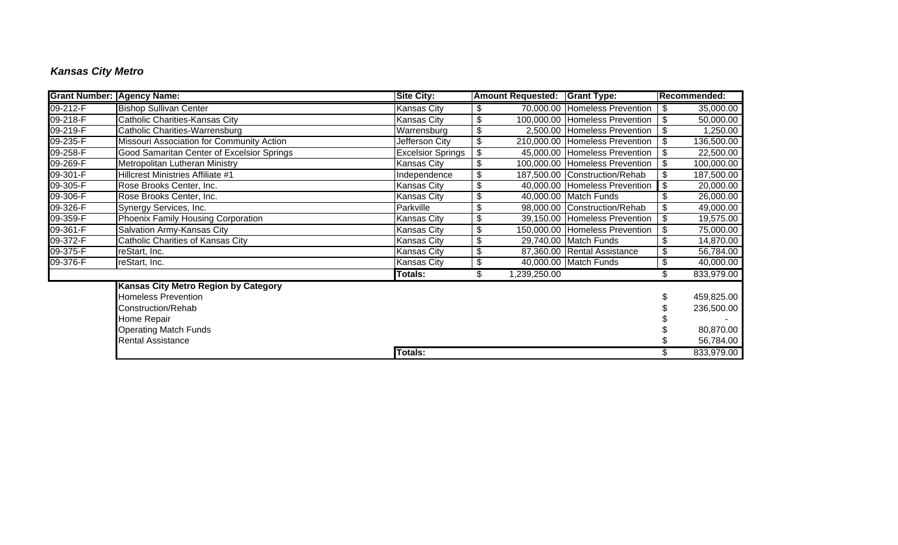***Kansas City Metro***

| Grant Number: | Agency Name: | Site City: | Amount Requested: | Grant Type: | Recommended: |
|---|---|---|---|---|---|
| 09-212-F | Bishop Sullivan Center | Kansas City | $ 70,000.00 | Homeless Prevention | $ 35,000.00 |
| 09-218-F | Catholic Charities-Kansas City | Kansas City | $ 100,000.00 | Homeless Prevention | $ 50,000.00 |
| 09-219-F | Catholic Charities-Warrensburg | Warrensburg | $ 2,500.00 | Homeless Prevention | $ 1,250.00 |
| 09-235-F | Missouri Association for Community Action | Jefferson City | $ 210,000.00 | Homeless Prevention | $ 136,500.00 |
| 09-258-F | Good Samaritan Center of Excelsior Springs | Excelsior Springs | $ 45,000.00 | Homeless Prevention | $ 22,500.00 |
| 09-269-F | Metropolitan Lutheran Ministry | Kansas City | $ 100,000.00 | Homeless Prevention | $ 100,000.00 |
| 09-301-F | Hillcrest Ministries Affiliate #1 | Independence | $ 187,500.00 | Construction/Rehab | $ 187,500.00 |
| 09-305-F | Rose Brooks Center, Inc. | Kansas City | $ 40,000.00 | Homeless Prevention | $ 20,000.00 |
| 09-306-F | Rose Brooks Center, Inc. | Kansas City | $ 40,000.00 | Match Funds | $ 26,000.00 |
| 09-326-F | Synergy Services, Inc. | Parkville | $ 98,000.00 | Construction/Rehab | $ 49,000.00 |
| 09-359-F | Phoenix Family Housing Corporation | Kansas City | $ 39,150.00 | Homeless Prevention | $ 19,575.00 |
| 09-361-F | Salvation Army-Kansas City | Kansas City | $ 150,000.00 | Homeless Prevention | $ 75,000.00 |
| 09-372-F | Catholic Charities of Kansas City | Kansas City | $ 29,740.00 | Match Funds | $ 14,870.00 |
| 09-375-F | reStart, Inc. | Kansas City | $ 87,360.00 | Rental Assistance | $ 56,784.00 |
| 09-376-F | reStart, Inc. | Kansas City | $ 40,000.00 | Match Funds | $ 40,000.00 |
| | | **Totals:** | $ 1,239,250.00 | | $ 833,979.00 |

| Kansas City Metro Region by Category | | |
|---|---|---|
| Homeless Prevention | | $ 459,825.00 |
| Construction/Rehab | | $ 236,500.00 |
| Home Repair | | $ - |
| Operating Match Funds | | $ 80,870.00 |
| Rental Assistance | | $ 56,784.00 |
| | **Totals:** | $ 833,979.00 |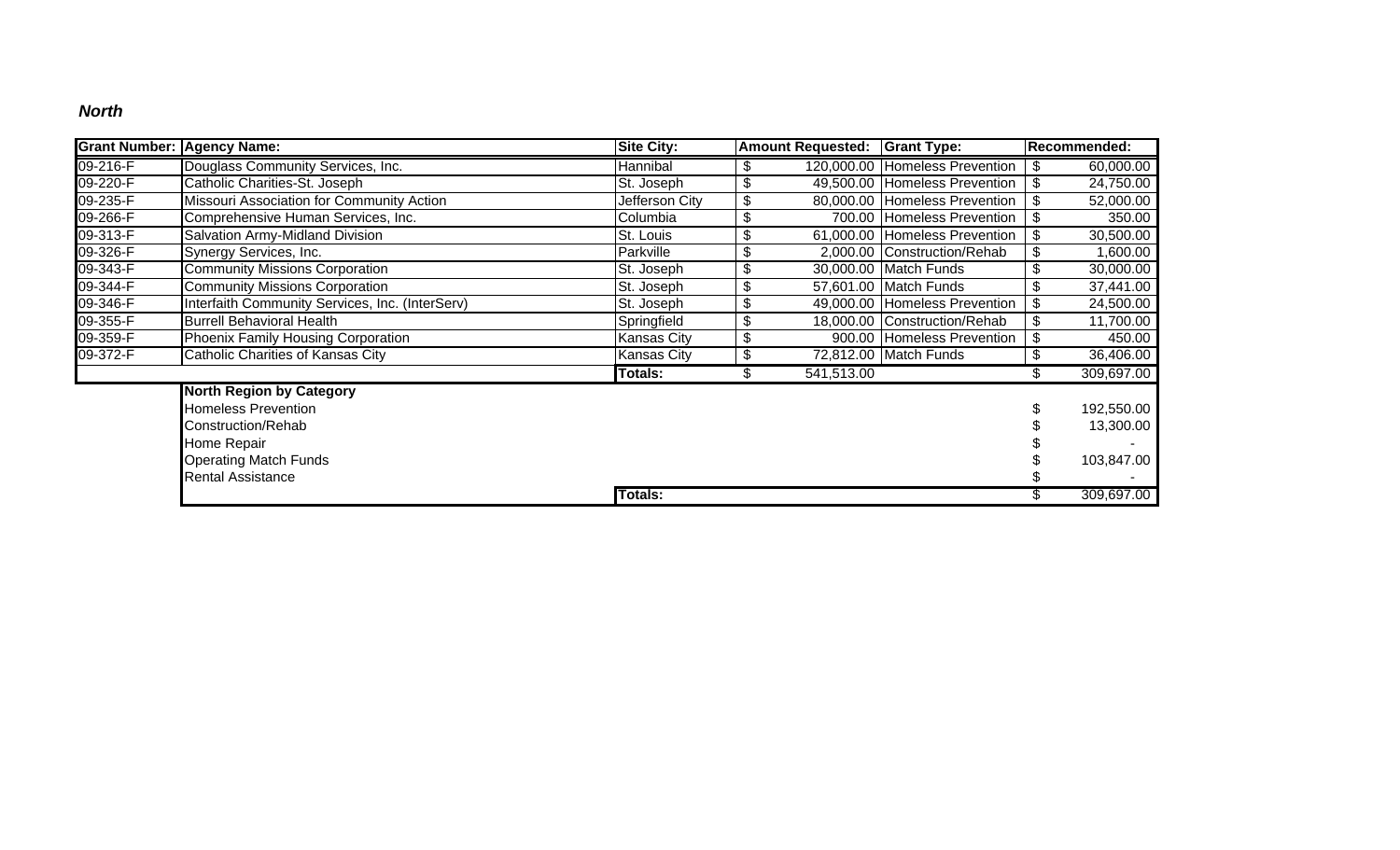***North***

| Grant Number: | Agency Name: | Site City: | Amount Requested: | Grant Type: | Recommended: |
|---|---|---|---|---|---|
| 09-216-F | Douglass Community Services, Inc. | Hannibal | $ 120,000.00 | Homeless Prevention | $ 60,000.00 |
| 09-220-F | Catholic Charities-St. Joseph | St. Joseph | $ 49,500.00 | Homeless Prevention | $ 24,750.00 |
| 09-235-F | Missouri Association for Community Action | Jefferson City | $ 80,000.00 | Homeless Prevention | $ 52,000.00 |
| 09-266-F | Comprehensive Human Services, Inc. | Columbia | $ 700.00 | Homeless Prevention | $ 350.00 |
| 09-313-F | Salvation Army-Midland Division | St. Louis | $ 61,000.00 | Homeless Prevention | $ 30,500.00 |
| 09-326-F | Synergy Services, Inc. | Parkville | $ 2,000.00 | Construction/Rehab | $ 1,600.00 |
| 09-343-F | Community Missions Corporation | St. Joseph | $ 30,000.00 | Match Funds | $ 30,000.00 |
| 09-344-F | Community Missions Corporation | St. Joseph | $ 57,601.00 | Match Funds | $ 37,441.00 |
| 09-346-F | Interfaith Community Services, Inc. (InterServ) | St. Joseph | $ 49,000.00 | Homeless Prevention | $ 24,500.00 |
| 09-355-F | Burrell Behavioral Health | Springfield | $ 18,000.00 | Construction/Rehab | $ 11,700.00 |
| 09-359-F | Phoenix Family Housing Corporation | Kansas City | $ 900.00 | Homeless Prevention | $ 450.00 |
| 09-372-F | Catholic Charities of Kansas City | Kansas City | $ 72,812.00 | Match Funds | $ 36,406.00 |
| | | **Totals:** | $ 541,513.00 | | $ 309,697.00 |

| | **North Region by Category** | | | | |
|---|---|---|---|---|---|
| | Homeless Prevention | | | | $ 192,550.00 |
| | Construction/Rehab | | | | $ 13,300.00 |
| | Home Repair | | | | $ - |
| | Operating Match Funds | | | | $ 103,847.00 |
| | Rental Assistance | | | | $ - |
| | | **Totals:** | | | $ 309,697.00 |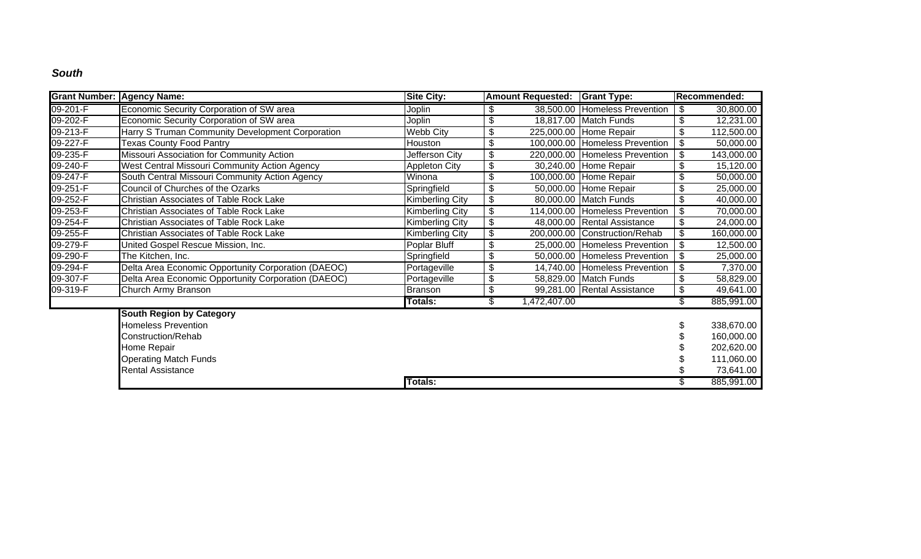***South***

| Grant Number: | Agency Name: | Site City: | Amount Requested: | Grant Type: | Recommended: |
|---|---|---|---|---|---|
| 09-201-F | Economic Security Corporation of SW area | Joplin | $ 38,500.00 | Homeless Prevention | $ 30,800.00 |
| 09-202-F | Economic Security Corporation of SW area | Joplin | $ 18,817.00 | Match Funds | $ 12,231.00 |
| 09-213-F | Harry S Truman Community Development Corporation | Webb City | $ 225,000.00 | Home Repair | $ 112,500.00 |
| 09-227-F | Texas County Food Pantry | Houston | $ 100,000.00 | Homeless Prevention | $ 50,000.00 |
| 09-235-F | Missouri Association for Community Action | Jefferson City | $ 220,000.00 | Homeless Prevention | $ 143,000.00 |
| 09-240-F | West Central Missouri Community Action Agency | Appleton City | $ 30,240.00 | Home Repair | $ 15,120.00 |
| 09-247-F | South Central Missouri Community Action Agency | Winona | $ 100,000.00 | Home Repair | $ 50,000.00 |
| 09-251-F | Council of Churches of the Ozarks | Springfield | $ 50,000.00 | Home Repair | $ 25,000.00 |
| 09-252-F | Christian Associates of Table Rock Lake | Kimberling City | $ 80,000.00 | Match Funds | $ 40,000.00 |
| 09-253-F | Christian Associates of Table Rock Lake | Kimberling City | $ 114,000.00 | Homeless Prevention | $ 70,000.00 |
| 09-254-F | Christian Associates of Table Rock Lake | Kimberling City | $ 48,000.00 | Rental Assistance | $ 24,000.00 |
| 09-255-F | Christian Associates of Table Rock Lake | Kimberling City | $ 200,000.00 | Construction/Rehab | $ 160,000.00 |
| 09-279-F | United Gospel Rescue Mission, Inc. | Poplar Bluff | $ 25,000.00 | Homeless Prevention | $ 12,500.00 |
| 09-290-F | The Kitchen, Inc. | Springfield | $ 50,000.00 | Homeless Prevention | $ 25,000.00 |
| 09-294-F | Delta Area Economic Opportunity Corporation (DAEOC) | Portageville | $ 14,740.00 | Homeless Prevention | $ 7,370.00 |
| 09-307-F | Delta Area Economic Opportunity Corporation (DAEOC) | Portageville | $ 58,829.00 | Match Funds | $ 58,829.00 |
| 09-319-F | Church Army Branson | Branson | $ 99,281.00 | Rental Assistance | $ 49,641.00 |
| | | **Totals:** | $ 1,472,407.00 | | $ 885,991.00 |

| | South Region by Category | | | | |
|---|---|---|---|---|---|
| | Homeless Prevention | | | | $ 338,670.00 |
| | Construction/Rehab | | | | $ 160,000.00 |
| | Home Repair | | | | $ 202,620.00 |
| | Operating Match Funds | | | | $ 111,060.00 |
| | Rental Assistance | | | | $ 73,641.00 |
| | | **Totals:** | | | $ 885,991.00 |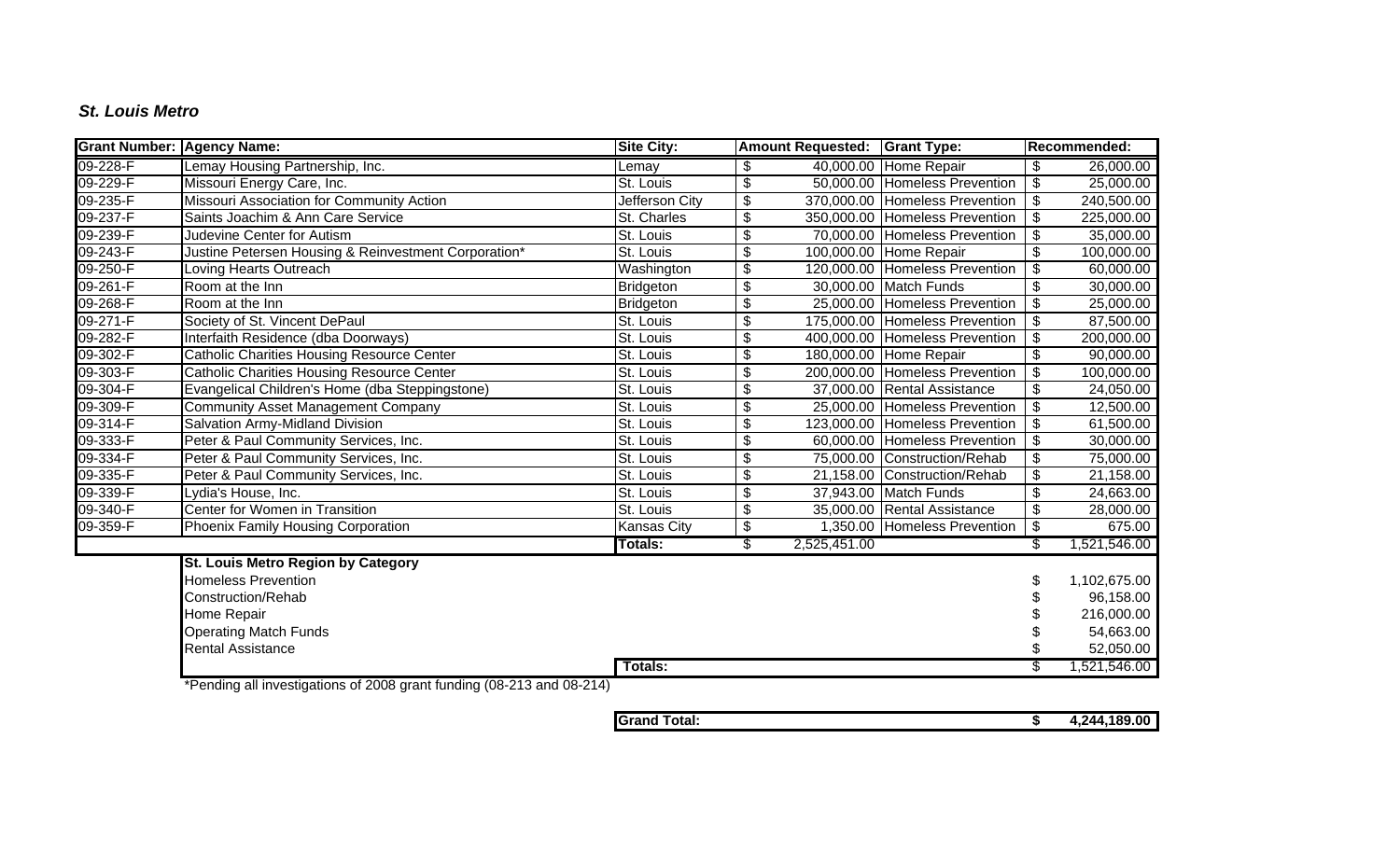***St. Louis Metro***

| Grant Number: | Agency Name: | Site City: | Amount Requested: | Grant Type: | Recommended: |
|---|---|---|---|---|---|
| 09-228-F | Lemay Housing Partnership, Inc. | Lemay | $ 40,000.00 | Home Repair | $ 26,000.00 |
| 09-229-F | Missouri Energy Care, Inc. | St. Louis | $ 50,000.00 | Homeless Prevention | $ 25,000.00 |
| 09-235-F | Missouri Association for Community Action | Jefferson City | $ 370,000.00 | Homeless Prevention | $ 240,500.00 |
| 09-237-F | Saints Joachim & Ann Care Service | St. Charles | $ 350,000.00 | Homeless Prevention | $ 225,000.00 |
| 09-239-F | Judevine Center for Autism | St. Louis | $ 70,000.00 | Homeless Prevention | $ 35,000.00 |
| 09-243-F | Justine Petersen Housing & Reinvestment Corporation* | St. Louis | $ 100,000.00 | Home Repair | $ 100,000.00 |
| 09-250-F | Loving Hearts Outreach | Washington | $ 120,000.00 | Homeless Prevention | $ 60,000.00 |
| 09-261-F | Room at the Inn | Bridgeton | $ 30,000.00 | Match Funds | $ 30,000.00 |
| 09-268-F | Room at the Inn | Bridgeton | $ 25,000.00 | Homeless Prevention | $ 25,000.00 |
| 09-271-F | Society of St. Vincent DePaul | St. Louis | $ 175,000.00 | Homeless Prevention | $ 87,500.00 |
| 09-282-F | Interfaith Residence (dba Doorways) | St. Louis | $ 400,000.00 | Homeless Prevention | $ 200,000.00 |
| 09-302-F | Catholic Charities Housing Resource Center | St. Louis | $ 180,000.00 | Home Repair | $ 90,000.00 |
| 09-303-F | Catholic Charities Housing Resource Center | St. Louis | $ 200,000.00 | Homeless Prevention | $ 100,000.00 |
| 09-304-F | Evangelical Children's Home (dba Steppingstone) | St. Louis | $ 37,000.00 | Rental Assistance | $ 24,050.00 |
| 09-309-F | Community Asset Management Company | St. Louis | $ 25,000.00 | Homeless Prevention | $ 12,500.00 |
| 09-314-F | Salvation Army-Midland Division | St. Louis | $ 123,000.00 | Homeless Prevention | $ 61,500.00 |
| 09-333-F | Peter & Paul Community Services, Inc. | St. Louis | $ 60,000.00 | Homeless Prevention | $ 30,000.00 |
| 09-334-F | Peter & Paul Community Services, Inc. | St. Louis | $ 75,000.00 | Construction/Rehab | $ 75,000.00 |
| 09-335-F | Peter & Paul Community Services, Inc. | St. Louis | $ 21,158.00 | Construction/Rehab | $ 21,158.00 |
| 09-339-F | Lydia's House, Inc. | St. Louis | $ 37,943.00 | Match Funds | $ 24,663.00 |
| 09-340-F | Center for Women in Transition | St. Louis | $ 35,000.00 | Rental Assistance | $ 28,000.00 |
| 09-359-F | Phoenix Family Housing Corporation | Kansas City | $ 1,350.00 | Homeless Prevention | $ 675.00 |
| | | **Totals:** | $ 2,525,451.00 | | $ 1,521,546.00 |

| **St. Louis Metro Region by Category** | |
|---|---|
| Homeless Prevention | $ 1,102,675.00 |
| Construction/Rehab | $ 96,158.00 |
| Home Repair | $ 216,000.00 |
| Operating Match Funds | $ 54,663.00 |
| Rental Assistance | $ 52,050.00 |
| **Totals:** | $ 1,521,546.00 |

*Pending all investigations of 2008 grant funding (08-213 and 08-214)

**Grand Total:** **$ 4,244,189.00**